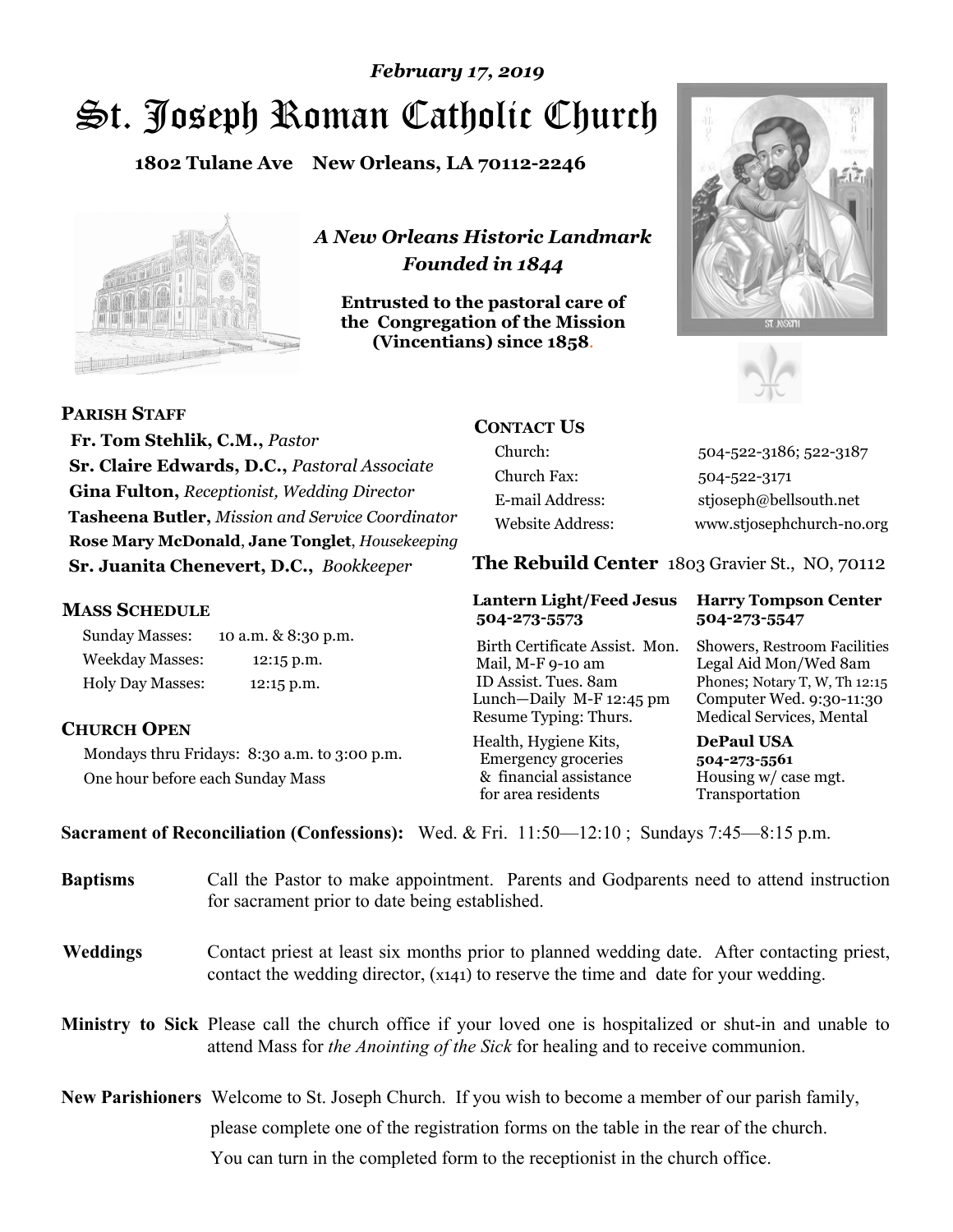*February 17, 2019*

# St. Joseph Roman Catholic Church

**1802 Tulane Ave New Orleans, LA 70112-2246**

*A New Orleans Historic Landmark*
*Founded in 1844*

**Entrusted to the pastoral care of the Congregation of the Mission (Vincentians) since 1858.**

## PARISH STAFF

**Fr. Tom Stehlik, C.M.,** *Pastor*
**Sr. Claire Edwards, D.C.,** *Pastoral Associate*
**Gina Fulton,** *Receptionist, Wedding Director*
**Tasheena Butler,** *Mission and Service Coordinator*
**Rose Mary McDonald**, **Jane Tonglet**, *Housekeeping*
**Sr. Juanita Chenevert, D.C.,** *Bookkeeper*

## MASS SCHEDULE

| | |
|---|---|
| Sunday Masses: | 10 a.m. & 8:30 p.m. |
| Weekday Masses: | 12:15 p.m. |
| Holy Day Masses: | 12:15 p.m. |

## CHURCH OPEN

Mondays thru Fridays: 8:30 a.m. to 3:00 p.m.
One hour before each Sunday Mass

## CONTACT US

| | |
|---|---|
| Church: | 504-522-3186; 522-3187 |
| Church Fax: | 504-522-3171 |
| E-mail Address: | stjoseph@bellsouth.net |
| Website Address: | www.stjosephchurch-no.org |

## The Rebuild Center 1803 Gravier St., NO, 70112

| **Lantern Light/Feed Jesus 504-273-5573** | **Harry Tompson Center 504-273-5547** |
|---|---|
| Birth Certificate Assist. Mon. Mail, M-F 9-10 am ID Assist. Tues. 8am Lunch—Daily M-F 12:45 pm Resume Typing: Thurs. | Showers, Restroom Facilities Legal Aid Mon/Wed 8am Phones; Notary T, W, Th 12:15 Computer Wed. 9:30-11:30 Medical Services, Mental |
| Health, Hygiene Kits, Emergency groceries & financial assistance for area residents | **DePaul USA 504-273-5561** Housing w/ case mgt. Transportation |

**Sacrament of Reconciliation (Confessions):** Wed. & Fri. 11:50—12:10 ; Sundays 7:45—8:15 p.m.

**Baptisms** Call the Pastor to make appointment. Parents and Godparents need to attend instruction for sacrament prior to date being established.

**Weddings** Contact priest at least six months prior to planned wedding date. After contacting priest, contact the wedding director, (x141) to reserve the time and date for your wedding.

**Ministry to Sick** Please call the church office if your loved one is hospitalized or shut-in and unable to attend Mass for *the Anointing of the Sick* for healing and to receive communion.

**New Parishioners** Welcome to St. Joseph Church. If you wish to become a member of our parish family, please complete one of the registration forms on the table in the rear of the church. You can turn in the completed form to the receptionist in the church office.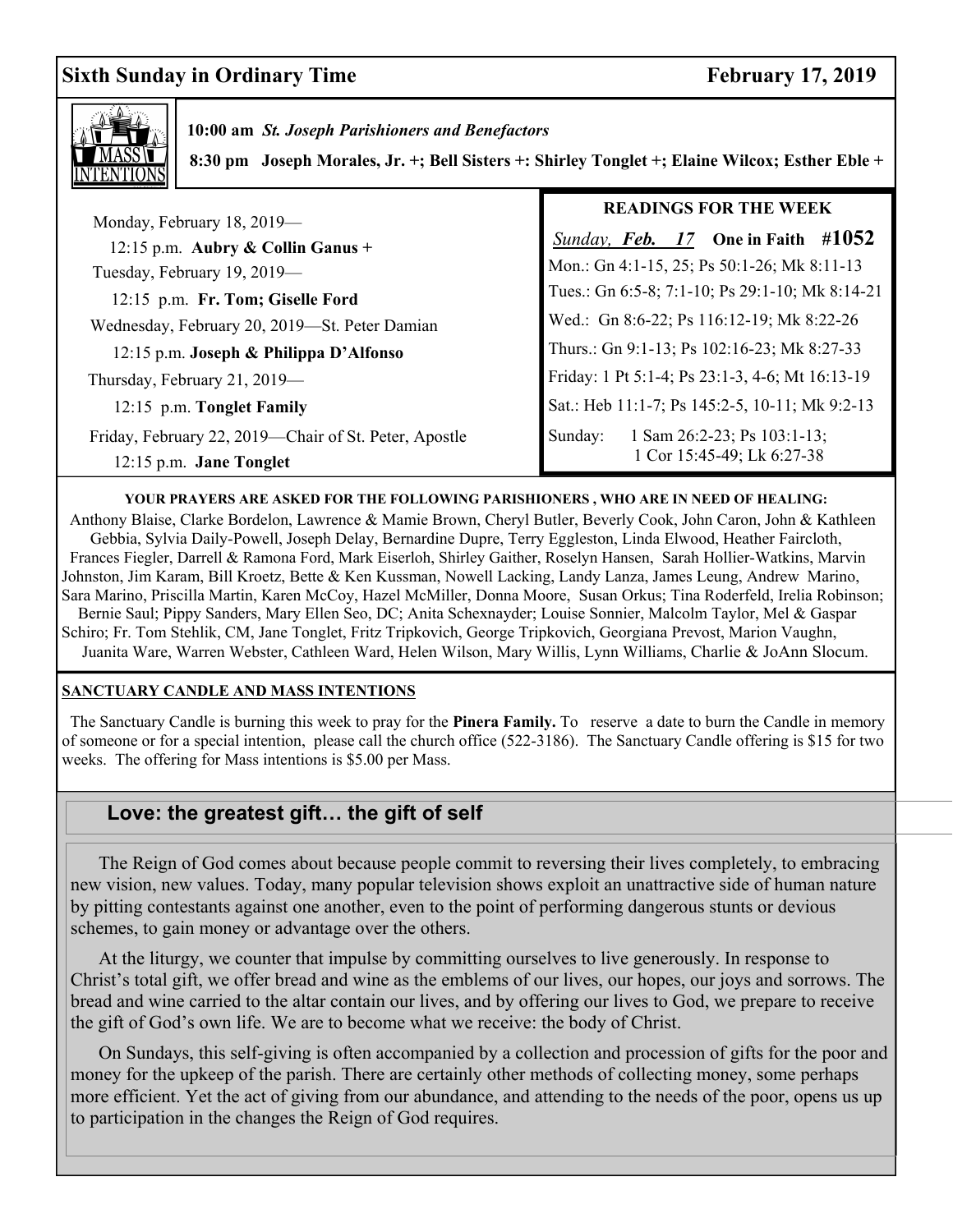## Sixth Sunday in Ordinary Time — February 17, 2019

**MASS INTENTIONS**

**10:00 am** ***St. Joseph Parishioners and Benefactors***

**8:30 pm Joseph Morales, Jr. +; Bell Sisters +: Shirley Tonglet +; Elaine Wilcox; Esther Eble +**

Monday, February 18, 2019—
12:15 p.m. **Aubry & Collin Ganus +**

Tuesday, February 19, 2019—
12:15 p.m. **Fr. Tom; Giselle Ford**

Wednesday, February 20, 2019—St. Peter Damian
12:15 p.m. **Joseph & Philippa D'Alfonso**

Thursday, February 21, 2019—
12:15 p.m. **Tonglet Family**

Friday, February 22, 2019—Chair of St. Peter, Apostle
12:15 p.m. **Jane Tonglet**

**READINGS FOR THE WEEK**

*Sunday, **Feb. 17*** **One in Faith #1052**

Mon.: Gn 4:1-15, 25; Ps 50:1-26; Mk 8:11-13
Tues.: Gn 6:5-8; 7:1-10; Ps 29:1-10; Mk 8:14-21
Wed.: Gn 8:6-22; Ps 116:12-19; Mk 8:22-26
Thurs.: Gn 9:1-13; Ps 102:16-23; Mk 8:27-33
Friday: 1 Pt 5:1-4; Ps 23:1-3, 4-6; Mt 16:13-19
Sat.: Heb 11:1-7; Ps 145:2-5, 10-11; Mk 9:2-13
Sunday: 1 Sam 26:2-23; Ps 103:1-13; 1 Cor 15:45-49; Lk 6:27-38

**YOUR PRAYERS ARE ASKED FOR THE FOLLOWING PARISHIONERS , WHO ARE IN NEED OF HEALING:**

Anthony Blaise, Clarke Bordelon, Lawrence & Mamie Brown, Cheryl Butler, Beverly Cook, John Caron, John & Kathleen Gebbia, Sylvia Daily-Powell, Joseph Delay, Bernardine Dupre, Terry Eggleston, Linda Elwood, Heather Faircloth, Frances Fiegler, Darrell & Ramona Ford, Mark Eiserloh, Shirley Gaither, Roselyn Hansen, Sarah Hollier-Watkins, Marvin Johnston, Jim Karam, Bill Kroetz, Bette & Ken Kussman, Nowell Lacking, Landy Lanza, James Leung, Andrew Marino, Sara Marino, Priscilla Martin, Karen McCoy, Hazel McMiller, Donna Moore, Susan Orkus; Tina Roderfeld, Irelia Robinson; Bernie Saul; Pippy Sanders, Mary Ellen Seo, DC; Anita Schexnayder; Louise Sonnier, Malcolm Taylor, Mel & Gaspar Schiro; Fr. Tom Stehlik, CM, Jane Tonglet, Fritz Tripkovich, George Tripkovich, Georgiana Prevost, Marion Vaughn, Juanita Ware, Warren Webster, Cathleen Ward, Helen Wilson, Mary Willis, Lynn Williams, Charlie & JoAnn Slocum.

**SANCTUARY CANDLE AND MASS INTENTIONS**

The Sanctuary Candle is burning this week to pray for the **Pinera Family.** To reserve a date to burn the Candle in memory of someone or for a special intention, please call the church office (522-3186). The Sanctuary Candle offering is $15 for two weeks. The offering for Mass intentions is $5.00 per Mass.

### Love: the greatest gift… the gift of self

The Reign of God comes about because people commit to reversing their lives completely, to embracing new vision, new values. Today, many popular television shows exploit an unattractive side of human nature by pitting contestants against one another, even to the point of performing dangerous stunts or devious schemes, to gain money or advantage over the others.

At the liturgy, we counter that impulse by committing ourselves to live generously. In response to Christ's total gift, we offer bread and wine as the emblems of our lives, our hopes, our joys and sorrows. The bread and wine carried to the altar contain our lives, and by offering our lives to God, we prepare to receive the gift of God's own life. We are to become what we receive: the body of Christ.

On Sundays, this self-giving is often accompanied by a collection and procession of gifts for the poor and money for the upkeep of the parish. There are certainly other methods of collecting money, some perhaps more efficient. Yet the act of giving from our abundance, and attending to the needs of the poor, opens us up to participation in the changes the Reign of God requires.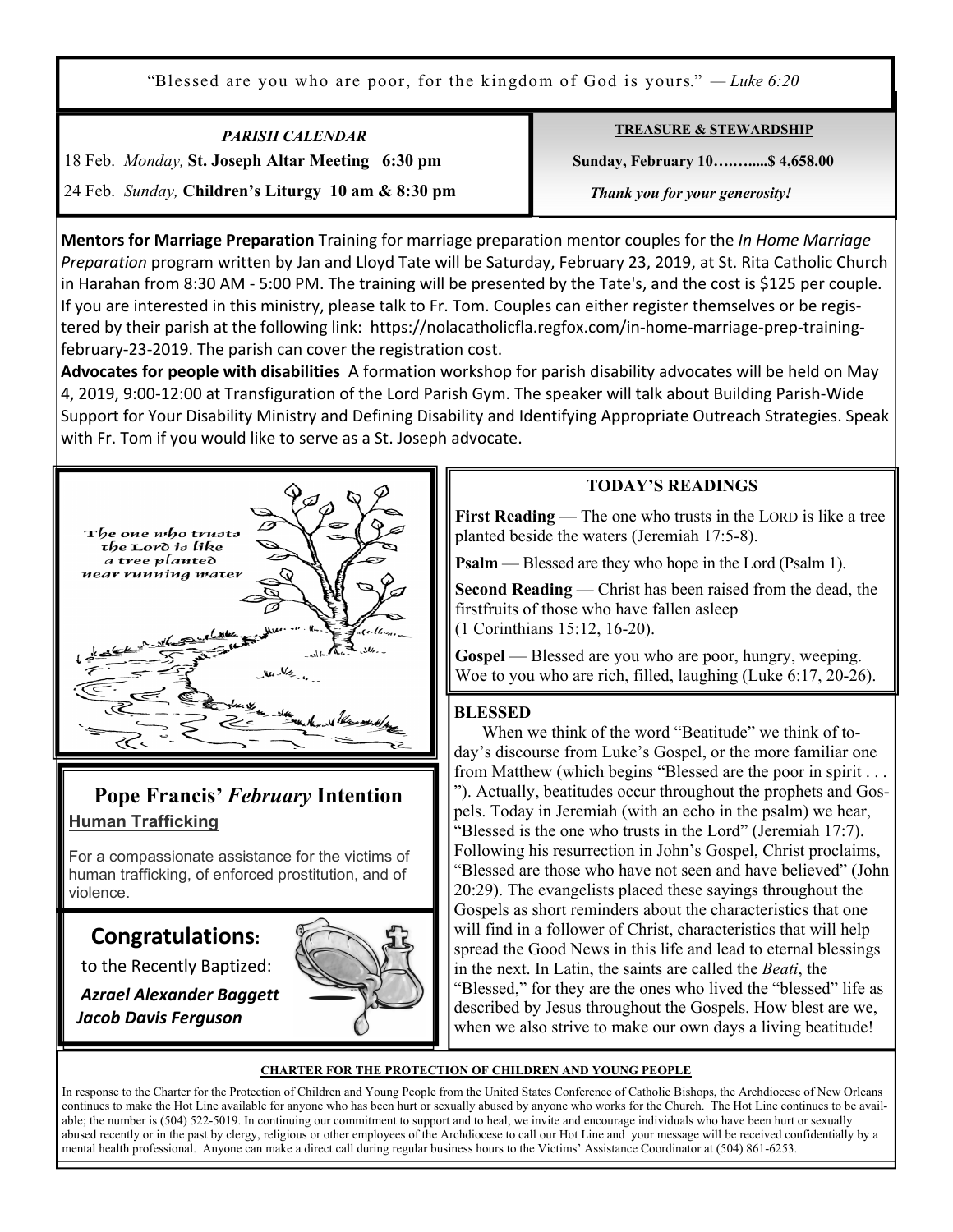"Blessed are you who are poor, for the kingdom of God is yours." — *Luke 6:20*

***PARISH CALENDAR***

18 Feb. *Monday,* **St. Joseph Altar Meeting 6:30 pm**

24 Feb. *Sunday,* **Children's Liturgy 10 am & 8:30 pm**

**TREASURE & STEWARDSHIP**

**Sunday, February 10…….....$ 4,658.00**

***Thank you for your generosity!***

**Mentors for Marriage Preparation** Training for marriage preparation mentor couples for the *In Home Marriage Preparation* program written by Jan and Lloyd Tate will be Saturday, February 23, 2019, at St. Rita Catholic Church in Harahan from 8:30 AM - 5:00 PM. The training will be presented by the Tate's, and the cost is $125 per couple. If you are interested in this ministry, please talk to Fr. Tom. Couples can either register themselves or be registered by their parish at the following link: https://nolacatholicfla.regfox.com/in-home-marriage-prep-training-february-23-2019. The parish can cover the registration cost.

**Advocates for people with disabilities** A formation workshop for parish disability advocates will be held on May 4, 2019, 9:00-12:00 at Transfiguration of the Lord Parish Gym. The speaker will talk about Building Parish-Wide Support for Your Disability Ministry and Defining Disability and Identifying Appropriate Outreach Strategies. Speak with Fr. Tom if you would like to serve as a St. Joseph advocate.

The one who trusts the Lord is like a tree planted near running water

## Pope Francis' *February* Intention

**Human Trafficking**

For a compassionate assistance for the victims of human trafficking, of enforced prostitution, and of violence.

## Congratulations:

to the Recently Baptized:

***Azrael Alexander Baggett***

***Jacob Davis Ferguson***

### TODAY'S READINGS

**First Reading** — The one who trusts in the LORD is like a tree planted beside the waters (Jeremiah 17:5-8).

**Psalm** — Blessed are they who hope in the Lord (Psalm 1).

**Second Reading** — Christ has been raised from the dead, the firstfruits of those who have fallen asleep (1 Corinthians 15:12, 16-20).

**Gospel** — Blessed are you who are poor, hungry, weeping. Woe to you who are rich, filled, laughing (Luke 6:17, 20-26).

### BLESSED

When we think of the word "Beatitude" we think of today's discourse from Luke's Gospel, or the more familiar one from Matthew (which begins "Blessed are the poor in spirit . . . "). Actually, beatitudes occur throughout the prophets and Gospels. Today in Jeremiah (with an echo in the psalm) we hear, "Blessed is the one who trusts in the Lord" (Jeremiah 17:7). Following his resurrection in John's Gospel, Christ proclaims, "Blessed are those who have not seen and have believed" (John 20:29). The evangelists placed these sayings throughout the Gospels as short reminders about the characteristics that one will find in a follower of Christ, characteristics that will help spread the Good News in this life and lead to eternal blessings in the next. In Latin, the saints are called the *Beati*, the "Blessed," for they are the ones who lived the "blessed" life as described by Jesus throughout the Gospels. How blest are we, when we also strive to make our own days a living beatitude!

**CHARTER FOR THE PROTECTION OF CHILDREN AND YOUNG PEOPLE**

In response to the Charter for the Protection of Children and Young People from the United States Conference of Catholic Bishops, the Archdiocese of New Orleans continues to make the Hot Line available for anyone who has been hurt or sexually abused by anyone who works for the Church. The Hot Line continues to be available; the number is (504) 522-5019. In continuing our commitment to support and to heal, we invite and encourage individuals who have been hurt or sexually abused recently or in the past by clergy, religious or other employees of the Archdiocese to call our Hot Line and your message will be received confidentially by a mental health professional. Anyone can make a direct call during regular business hours to the Victims' Assistance Coordinator at (504) 861-6253.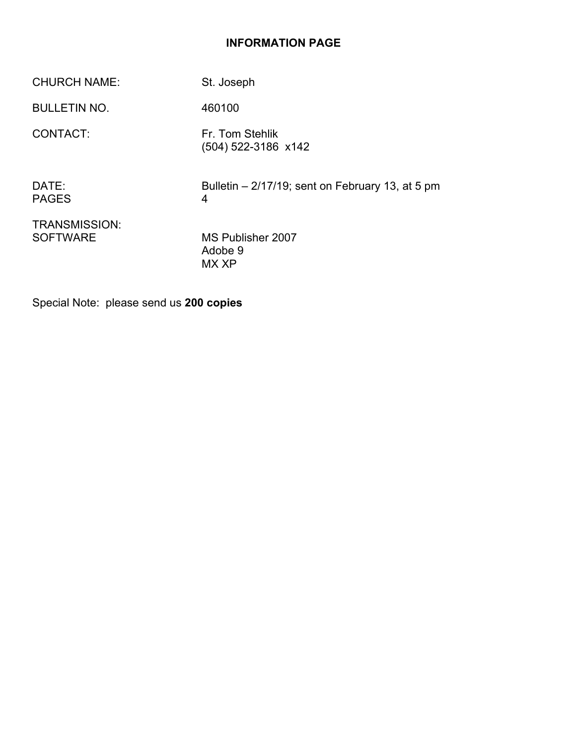# INFORMATION PAGE

| | |
|---|---|
| CHURCH NAME: | St. Joseph |
| BULLETIN NO. | 460100 |
| CONTACT: | Fr. Tom Stehlik<br>(504) 522-3186 x142 |
| DATE:<br>PAGES | Bulletin – 2/17/19; sent on February 13, at 5 pm<br>4 |
| TRANSMISSION:<br>SOFTWARE | MS Publisher 2007<br>Adobe 9<br>MX XP |

Special Note: please send us **200 copies**